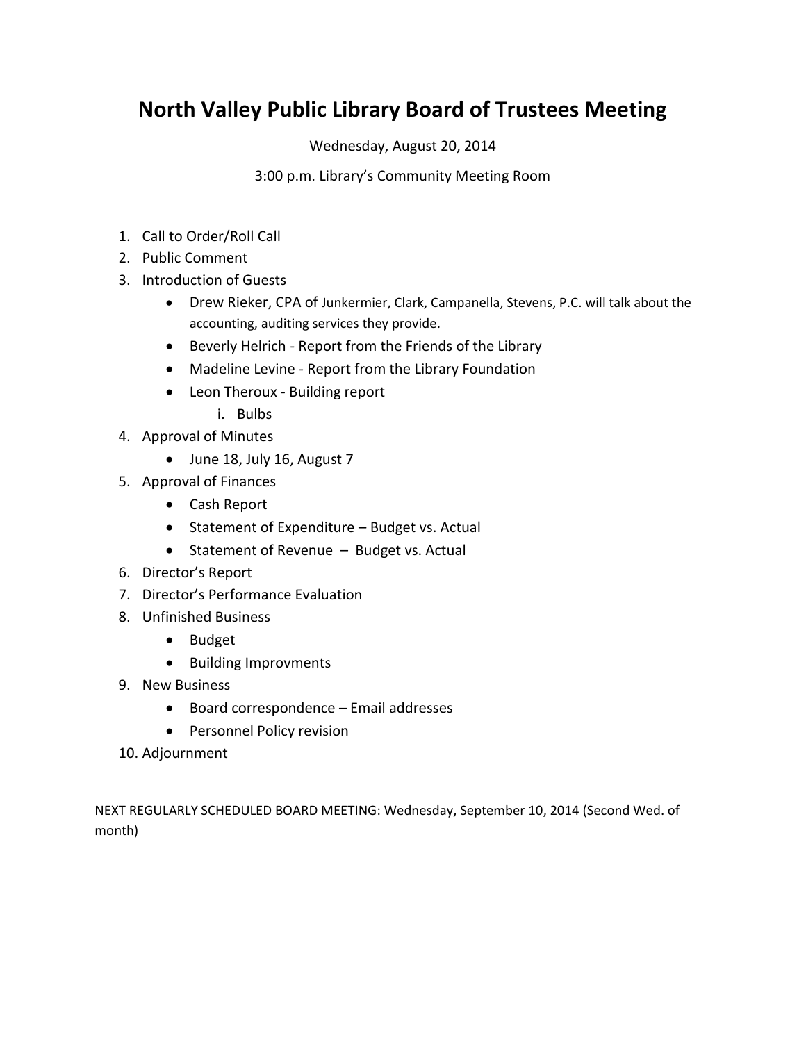# North Valley Public Library Board of Trustees Meeting

Wednesday, August 20, 2014

3:00 p.m. Library's Community Meeting Room

1. Call to Order/Roll Call
2. Public Comment
3. Introduction of Guests
    - Drew Rieker, CPA of Junkermier, Clark, Campanella, Stevens, P.C. will talk about the accounting, auditing services they provide.
    - Beverly Helrich - Report from the Friends of the Library
    - Madeline Levine - Report from the Library Foundation
    - Leon Theroux - Building report
        i. Bulbs
4. Approval of Minutes
    - June 18, July 16, August 7
5. Approval of Finances
    - Cash Report
    - Statement of Expenditure – Budget vs. Actual
    - Statement of Revenue – Budget vs. Actual
6. Director's Report
7. Director's Performance Evaluation
8. Unfinished Business
    - Budget
    - Building Improvments
9. New Business
    - Board correspondence – Email addresses
    - Personnel Policy revision
10. Adjournment

NEXT REGULARLY SCHEDULED BOARD MEETING: Wednesday, September 10, 2014 (Second Wed. of month)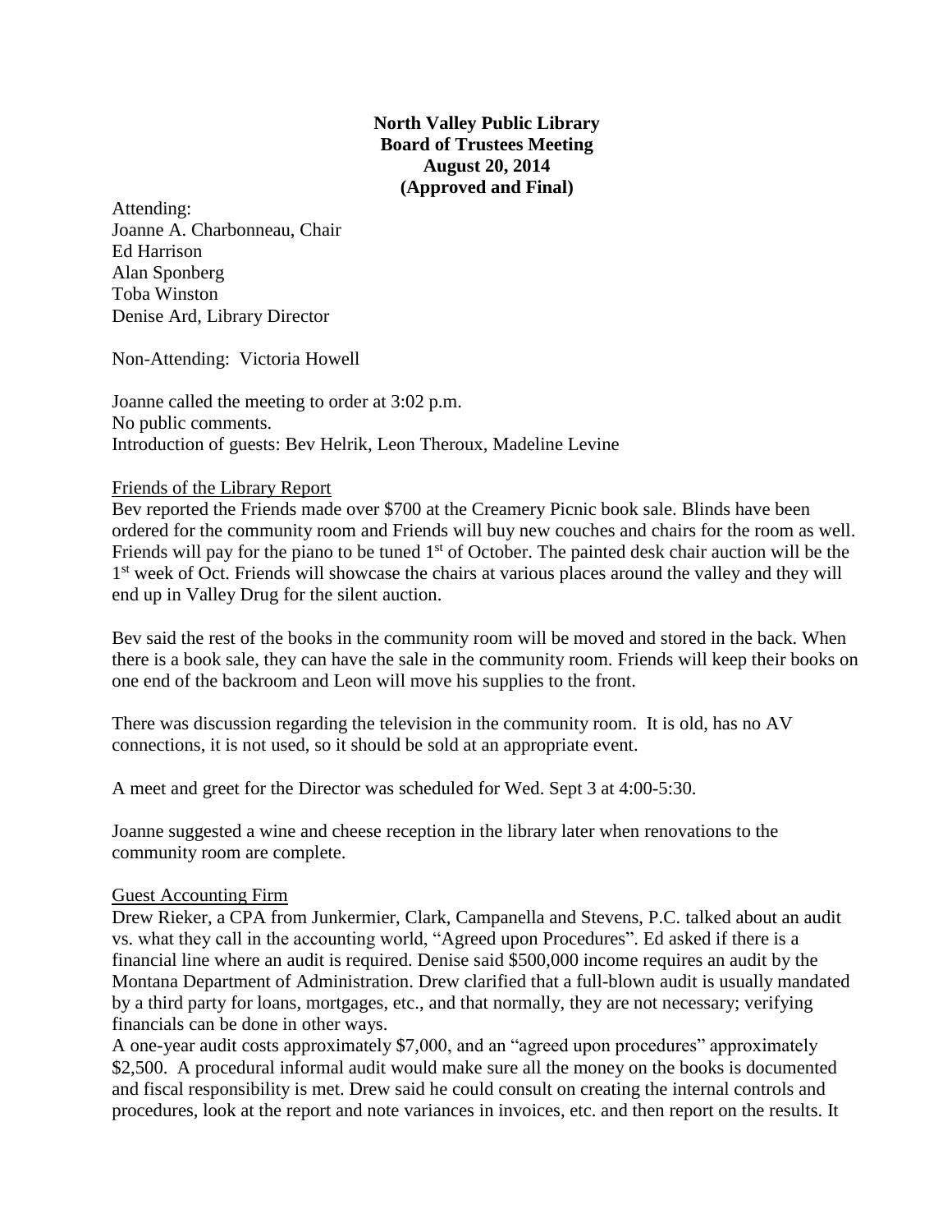**North Valley Public Library**
**Board of Trustees Meeting**
**August 20, 2014**
**(Approved and Final)**

Attending:
Joanne A. Charbonneau, Chair
Ed Harrison
Alan Sponberg
Toba Winston
Denise Ard, Library Director

Non-Attending: Victoria Howell

Joanne called the meeting to order at 3:02 p.m.
No public comments.
Introduction of guests: Bev Helrik, Leon Theroux, Madeline Levine

Friends of the Library Report

Bev reported the Friends made over $700 at the Creamery Picnic book sale. Blinds have been ordered for the community room and Friends will buy new couches and chairs for the room as well. Friends will pay for the piano to be tuned 1st of October. The painted desk chair auction will be the 1st week of Oct. Friends will showcase the chairs at various places around the valley and they will end up in Valley Drug for the silent auction.

Bev said the rest of the books in the community room will be moved and stored in the back. When there is a book sale, they can have the sale in the community room. Friends will keep their books on one end of the backroom and Leon will move his supplies to the front.

There was discussion regarding the television in the community room. It is old, has no AV connections, it is not used, so it should be sold at an appropriate event.

A meet and greet for the Director was scheduled for Wed. Sept 3 at 4:00-5:30.

Joanne suggested a wine and cheese reception in the library later when renovations to the community room are complete.

Guest Accounting Firm

Drew Rieker, a CPA from Junkermier, Clark, Campanella and Stevens, P.C. talked about an audit vs. what they call in the accounting world, "Agreed upon Procedures". Ed asked if there is a financial line where an audit is required. Denise said $500,000 income requires an audit by the Montana Department of Administration. Drew clarified that a full-blown audit is usually mandated by a third party for loans, mortgages, etc., and that normally, they are not necessary; verifying financials can be done in other ways.
A one-year audit costs approximately $7,000, and an "agreed upon procedures" approximately $2,500. A procedural informal audit would make sure all the money on the books is documented and fiscal responsibility is met. Drew said he could consult on creating the internal controls and procedures, look at the report and note variances in invoices, etc. and then report on the results. It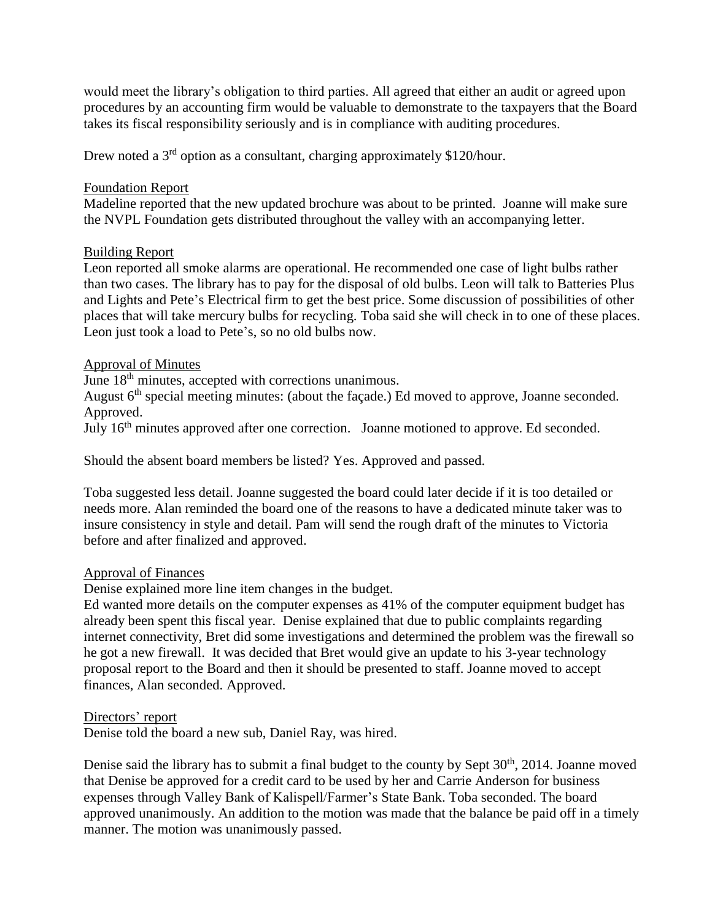would meet the library's obligation to third parties. All agreed that either an audit or agreed upon procedures by an accounting firm would be valuable to demonstrate to the taxpayers that the Board takes its fiscal responsibility seriously and is in compliance with auditing procedures.

Drew noted a 3rd option as a consultant, charging approximately $120/hour.

<u>Foundation Report</u>

Madeline reported that the new updated brochure was about to be printed. Joanne will make sure the NVPL Foundation gets distributed throughout the valley with an accompanying letter.

<u>Building Report</u>

Leon reported all smoke alarms are operational. He recommended one case of light bulbs rather than two cases. The library has to pay for the disposal of old bulbs. Leon will talk to Batteries Plus and Lights and Pete's Electrical firm to get the best price. Some discussion of possibilities of other places that will take mercury bulbs for recycling. Toba said she will check in to one of these places. Leon just took a load to Pete's, so no old bulbs now.

<u>Approval of Minutes</u>

June 18th minutes, accepted with corrections unanimous.

August 6th special meeting minutes: (about the façade.) Ed moved to approve, Joanne seconded. Approved.

July 16th minutes approved after one correction. Joanne motioned to approve. Ed seconded.

Should the absent board members be listed? Yes. Approved and passed.

Toba suggested less detail. Joanne suggested the board could later decide if it is too detailed or needs more. Alan reminded the board one of the reasons to have a dedicated minute taker was to insure consistency in style and detail. Pam will send the rough draft of the minutes to Victoria before and after finalized and approved.

<u>Approval of Finances</u>

Denise explained more line item changes in the budget.

Ed wanted more details on the computer expenses as 41% of the computer equipment budget has already been spent this fiscal year. Denise explained that due to public complaints regarding internet connectivity, Bret did some investigations and determined the problem was the firewall so he got a new firewall. It was decided that Bret would give an update to his 3-year technology proposal report to the Board and then it should be presented to staff. Joanne moved to accept finances, Alan seconded. Approved.

<u>Directors' report</u>

Denise told the board a new sub, Daniel Ray, was hired.

Denise said the library has to submit a final budget to the county by Sept 30th, 2014. Joanne moved that Denise be approved for a credit card to be used by her and Carrie Anderson for business expenses through Valley Bank of Kalispell/Farmer's State Bank. Toba seconded. The board approved unanimously. An addition to the motion was made that the balance be paid off in a timely manner. The motion was unanimously passed.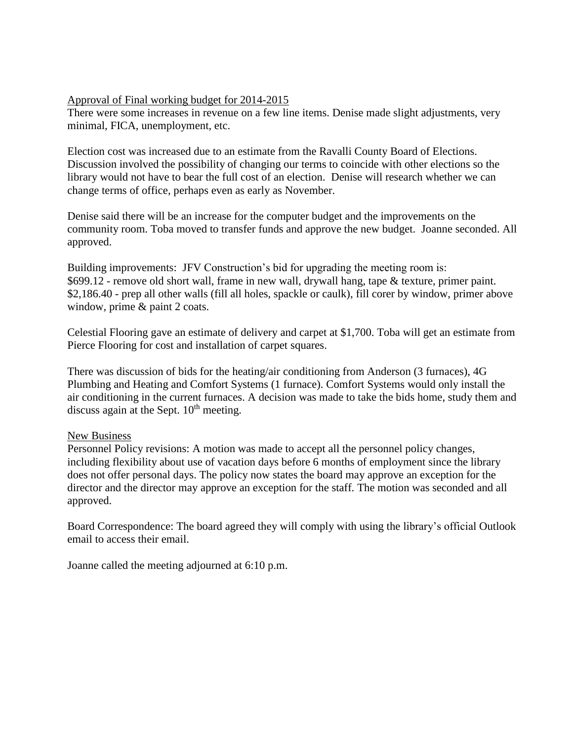Approval of Final working budget for 2014-2015

There were some increases in revenue on a few line items. Denise made slight adjustments, very minimal, FICA, unemployment, etc.

Election cost was increased due to an estimate from the Ravalli County Board of Elections. Discussion involved the possibility of changing our terms to coincide with other elections so the library would not have to bear the full cost of an election. Denise will research whether we can change terms of office, perhaps even as early as November.

Denise said there will be an increase for the computer budget and the improvements on the community room. Toba moved to transfer funds and approve the new budget. Joanne seconded. All approved.

Building improvements: JFV Construction's bid for upgrading the meeting room is:
$699.12 - remove old short wall, frame in new wall, drywall hang, tape & texture, primer paint.
$2,186.40 - prep all other walls (fill all holes, spackle or caulk), fill corer by window, primer above window, prime & paint 2 coats.

Celestial Flooring gave an estimate of delivery and carpet at $1,700. Toba will get an estimate from Pierce Flooring for cost and installation of carpet squares.

There was discussion of bids for the heating/air conditioning from Anderson (3 furnaces), 4G Plumbing and Heating and Comfort Systems (1 furnace). Comfort Systems would only install the air conditioning in the current furnaces. A decision was made to take the bids home, study them and discuss again at the Sept. 10th meeting.

New Business

Personnel Policy revisions: A motion was made to accept all the personnel policy changes, including flexibility about use of vacation days before 6 months of employment since the library does not offer personal days. The policy now states the board may approve an exception for the director and the director may approve an exception for the staff. The motion was seconded and all approved.

Board Correspondence: The board agreed they will comply with using the library's official Outlook email to access their email.

Joanne called the meeting adjourned at 6:10 p.m.